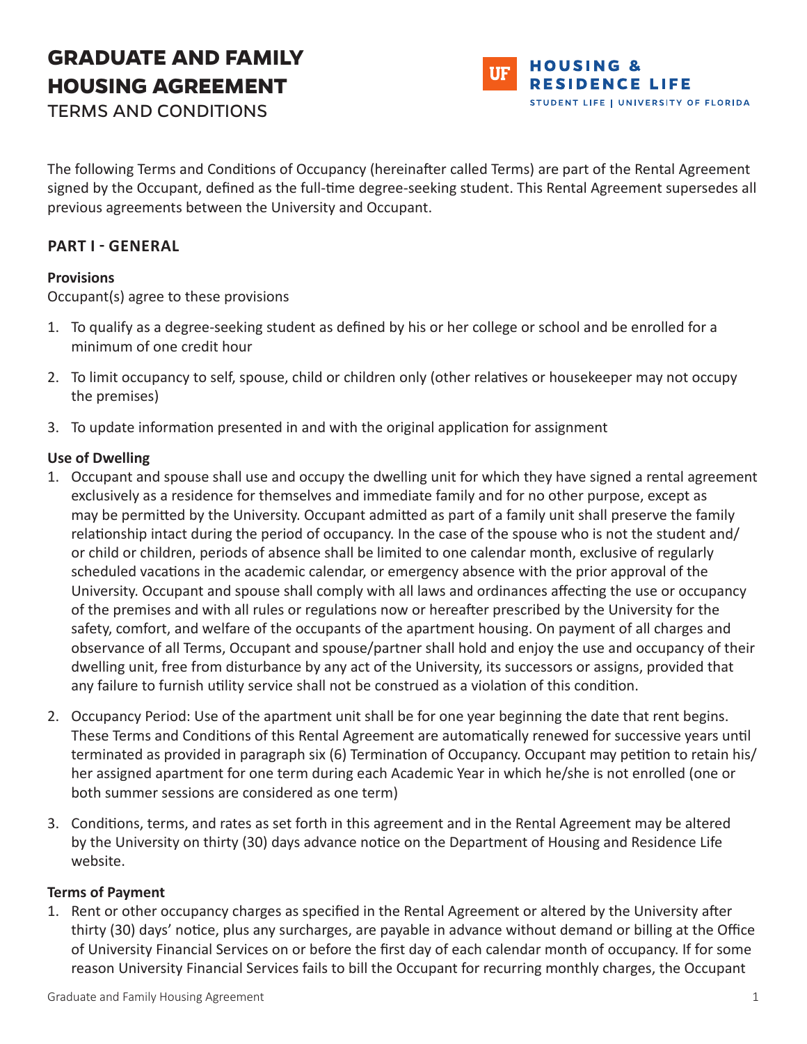# GRADUATE AND FAMILY HOUSING AGREEMENT

TERMS AND CONDITIONS

HOUSING & RESIDENCE LIFE
STUDENT LIFE | UNIVERSITY OF FLORIDA

The following Terms and Conditions of Occupancy (hereinafter called Terms) are part of the Rental Agreement signed by the Occupant, defined as the full-time degree-seeking student. This Rental Agreement supersedes all previous agreements between the University and Occupant.

## PART I - GENERAL

### Provisions

Occupant(s) agree to these provisions

1. To qualify as a degree-seeking student as defined by his or her college or school and be enrolled for a minimum of one credit hour
2. To limit occupancy to self, spouse, child or children only (other relatives or housekeeper may not occupy the premises)
3. To update information presented in and with the original application for assignment

### Use of Dwelling

1. Occupant and spouse shall use and occupy the dwelling unit for which they have signed a rental agreement exclusively as a residence for themselves and immediate family and for no other purpose, except as may be permitted by the University. Occupant admitted as part of a family unit shall preserve the family relationship intact during the period of occupancy. In the case of the spouse who is not the student and/or child or children, periods of absence shall be limited to one calendar month, exclusive of regularly scheduled vacations in the academic calendar, or emergency absence with the prior approval of the University. Occupant and spouse shall comply with all laws and ordinances affecting the use or occupancy of the premises and with all rules or regulations now or hereafter prescribed by the University for the safety, comfort, and welfare of the occupants of the apartment housing. On payment of all charges and observance of all Terms, Occupant and spouse/partner shall hold and enjoy the use and occupancy of their dwelling unit, free from disturbance by any act of the University, its successors or assigns, provided that any failure to furnish utility service shall not be construed as a violation of this condition.
2. Occupancy Period: Use of the apartment unit shall be for one year beginning the date that rent begins. These Terms and Conditions of this Rental Agreement are automatically renewed for successive years until terminated as provided in paragraph six (6) Termination of Occupancy. Occupant may petition to retain his/her assigned apartment for one term during each Academic Year in which he/she is not enrolled (one or both summer sessions are considered as one term)
3. Conditions, terms, and rates as set forth in this agreement and in the Rental Agreement may be altered by the University on thirty (30) days advance notice on the Department of Housing and Residence Life website.

### Terms of Payment

1. Rent or other occupancy charges as specified in the Rental Agreement or altered by the University after thirty (30) days' notice, plus any surcharges, are payable in advance without demand or billing at the Office of University Financial Services on or before the first day of each calendar month of occupancy. If for some reason University Financial Services fails to bill the Occupant for recurring monthly charges, the Occupant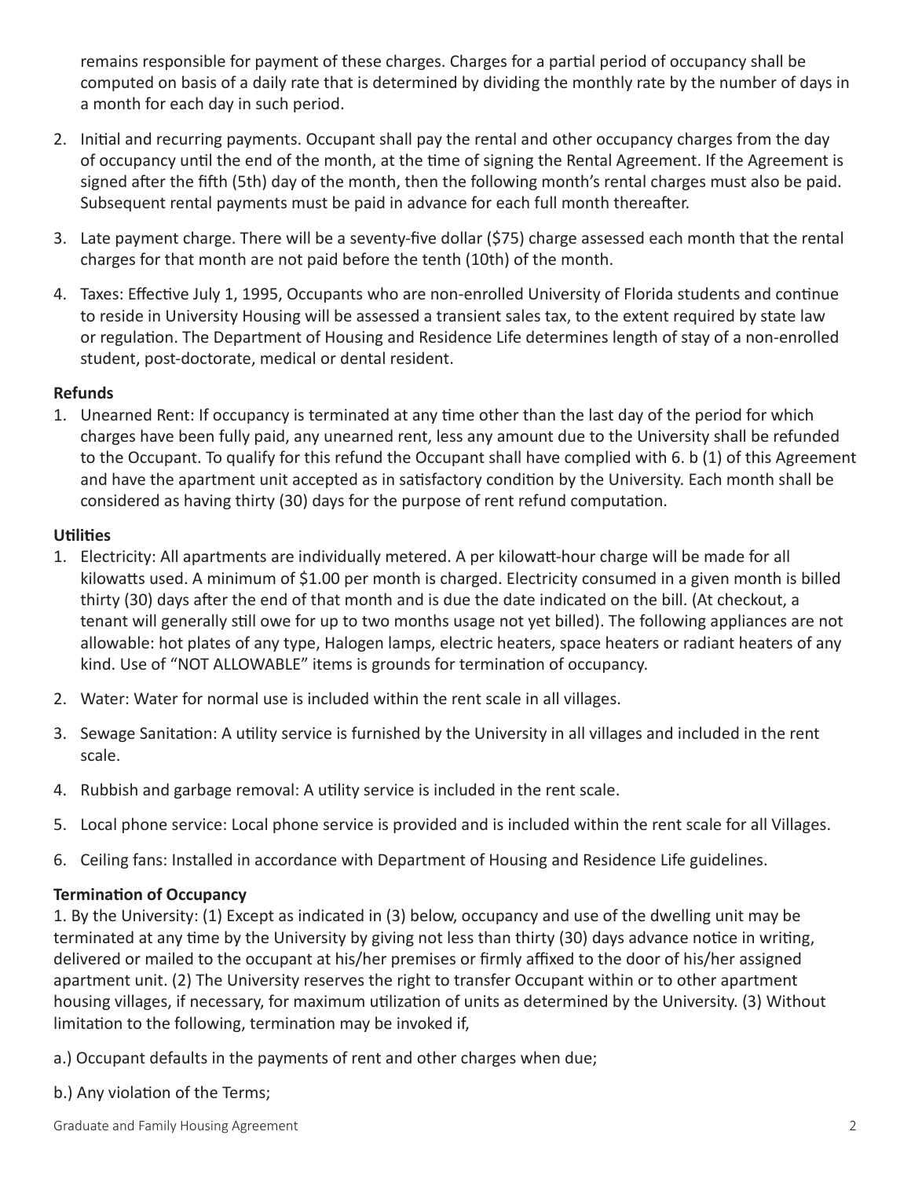remains responsible for payment of these charges. Charges for a partial period of occupancy shall be computed on basis of a daily rate that is determined by dividing the monthly rate by the number of days in a month for each day in such period.

2. Initial and recurring payments. Occupant shall pay the rental and other occupancy charges from the day of occupancy until the end of the month, at the time of signing the Rental Agreement. If the Agreement is signed after the fifth (5th) day of the month, then the following month's rental charges must also be paid. Subsequent rental payments must be paid in advance for each full month thereafter.

3. Late payment charge. There will be a seventy-five dollar ($75) charge assessed each month that the rental charges for that month are not paid before the tenth (10th) of the month.

4. Taxes: Effective July 1, 1995, Occupants who are non-enrolled University of Florida students and continue to reside in University Housing will be assessed a transient sales tax, to the extent required by state law or regulation. The Department of Housing and Residence Life determines length of stay of a non-enrolled student, post-doctorate, medical or dental resident.

**Refunds**

1. Unearned Rent: If occupancy is terminated at any time other than the last day of the period for which charges have been fully paid, any unearned rent, less any amount due to the University shall be refunded to the Occupant. To qualify for this refund the Occupant shall have complied with 6. b (1) of this Agreement and have the apartment unit accepted as in satisfactory condition by the University. Each month shall be considered as having thirty (30) days for the purpose of rent refund computation.

**Utilities**

1. Electricity: All apartments are individually metered. A per kilowatt-hour charge will be made for all kilowatts used. A minimum of $1.00 per month is charged. Electricity consumed in a given month is billed thirty (30) days after the end of that month and is due the date indicated on the bill. (At checkout, a tenant will generally still owe for up to two months usage not yet billed). The following appliances are not allowable: hot plates of any type, Halogen lamps, electric heaters, space heaters or radiant heaters of any kind. Use of "NOT ALLOWABLE" items is grounds for termination of occupancy.

2. Water: Water for normal use is included within the rent scale in all villages.

3. Sewage Sanitation: A utility service is furnished by the University in all villages and included in the rent scale.

4. Rubbish and garbage removal: A utility service is included in the rent scale.

5. Local phone service: Local phone service is provided and is included within the rent scale for all Villages.

6. Ceiling fans: Installed in accordance with Department of Housing and Residence Life guidelines.

**Termination of Occupancy**

1. By the University: (1) Except as indicated in (3) below, occupancy and use of the dwelling unit may be terminated at any time by the University by giving not less than thirty (30) days advance notice in writing, delivered or mailed to the occupant at his/her premises or firmly affixed to the door of his/her assigned apartment unit. (2) The University reserves the right to transfer Occupant within or to other apartment housing villages, if necessary, for maximum utilization of units as determined by the University. (3) Without limitation to the following, termination may be invoked if,

a.) Occupant defaults in the payments of rent and other charges when due;

b.) Any violation of the Terms;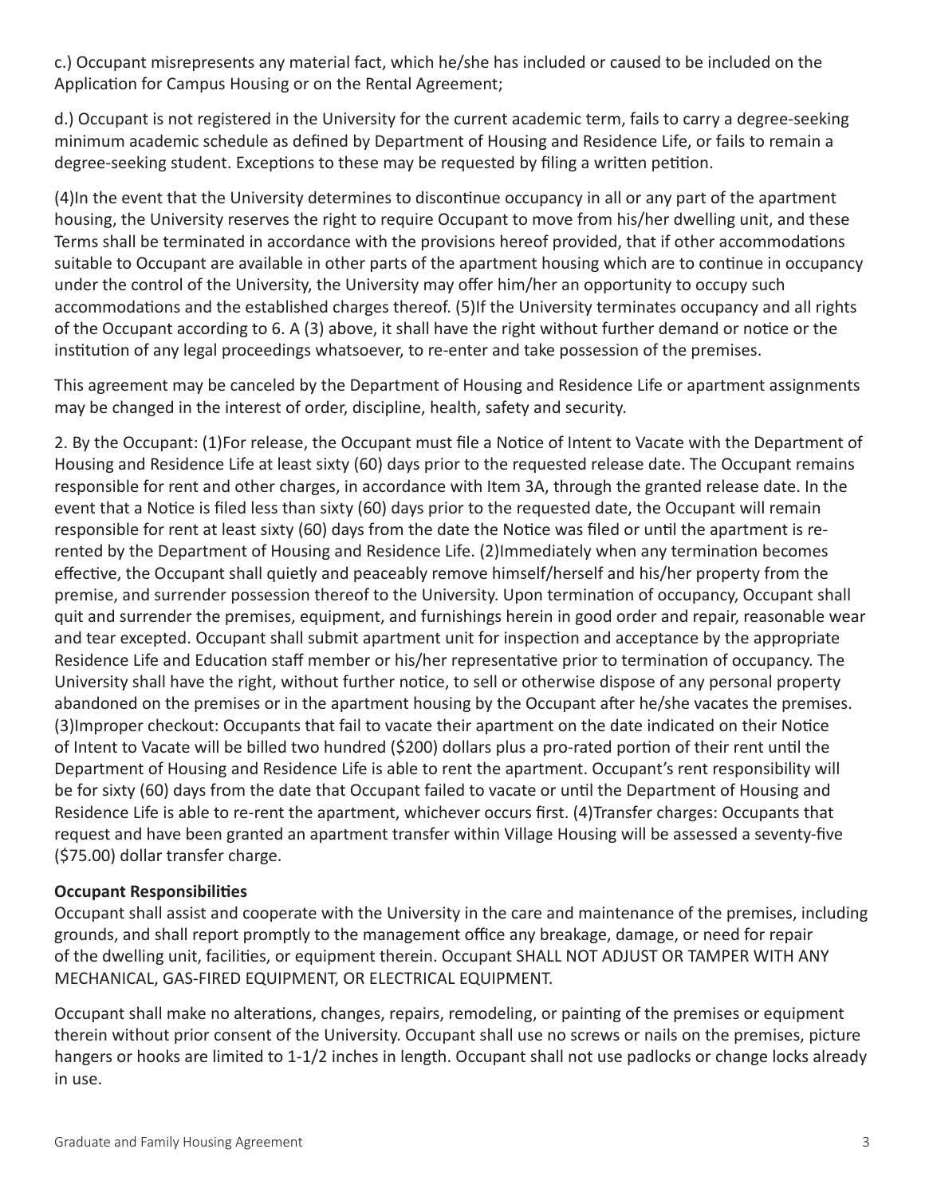c.) Occupant misrepresents any material fact, which he/she has included or caused to be included on the Application for Campus Housing or on the Rental Agreement;

d.) Occupant is not registered in the University for the current academic term, fails to carry a degree-seeking minimum academic schedule as defined by Department of Housing and Residence Life, or fails to remain a degree-seeking student. Exceptions to these may be requested by filing a written petition.

(4)In the event that the University determines to discontinue occupancy in all or any part of the apartment housing, the University reserves the right to require Occupant to move from his/her dwelling unit, and these Terms shall be terminated in accordance with the provisions hereof provided, that if other accommodations suitable to Occupant are available in other parts of the apartment housing which are to continue in occupancy under the control of the University, the University may offer him/her an opportunity to occupy such accommodations and the established charges thereof. (5)If the University terminates occupancy and all rights of the Occupant according to 6. A (3) above, it shall have the right without further demand or notice or the institution of any legal proceedings whatsoever, to re-enter and take possession of the premises.

This agreement may be canceled by the Department of Housing and Residence Life or apartment assignments may be changed in the interest of order, discipline, health, safety and security.

2. By the Occupant: (1)For release, the Occupant must file a Notice of Intent to Vacate with the Department of Housing and Residence Life at least sixty (60) days prior to the requested release date. The Occupant remains responsible for rent and other charges, in accordance with Item 3A, through the granted release date. In the event that a Notice is filed less than sixty (60) days prior to the requested date, the Occupant will remain responsible for rent at least sixty (60) days from the date the Notice was filed or until the apartment is re-rented by the Department of Housing and Residence Life. (2)Immediately when any termination becomes effective, the Occupant shall quietly and peaceably remove himself/herself and his/her property from the premise, and surrender possession thereof to the University. Upon termination of occupancy, Occupant shall quit and surrender the premises, equipment, and furnishings herein in good order and repair, reasonable wear and tear excepted. Occupant shall submit apartment unit for inspection and acceptance by the appropriate Residence Life and Education staff member or his/her representative prior to termination of occupancy. The University shall have the right, without further notice, to sell or otherwise dispose of any personal property abandoned on the premises or in the apartment housing by the Occupant after he/she vacates the premises. (3)Improper checkout: Occupants that fail to vacate their apartment on the date indicated on their Notice of Intent to Vacate will be billed two hundred ($200) dollars plus a pro-rated portion of their rent until the Department of Housing and Residence Life is able to rent the apartment. Occupant's rent responsibility will be for sixty (60) days from the date that Occupant failed to vacate or until the Department of Housing and Residence Life is able to re-rent the apartment, whichever occurs first. (4)Transfer charges: Occupants that request and have been granted an apartment transfer within Village Housing will be assessed a seventy-five ($75.00) dollar transfer charge.

**Occupant Responsibilities**

Occupant shall assist and cooperate with the University in the care and maintenance of the premises, including grounds, and shall report promptly to the management office any breakage, damage, or need for repair of the dwelling unit, facilities, or equipment therein. Occupant SHALL NOT ADJUST OR TAMPER WITH ANY MECHANICAL, GAS-FIRED EQUIPMENT, OR ELECTRICAL EQUIPMENT.

Occupant shall make no alterations, changes, repairs, remodeling, or painting of the premises or equipment therein without prior consent of the University. Occupant shall use no screws or nails on the premises, picture hangers or hooks are limited to 1-1/2 inches in length. Occupant shall not use padlocks or change locks already in use.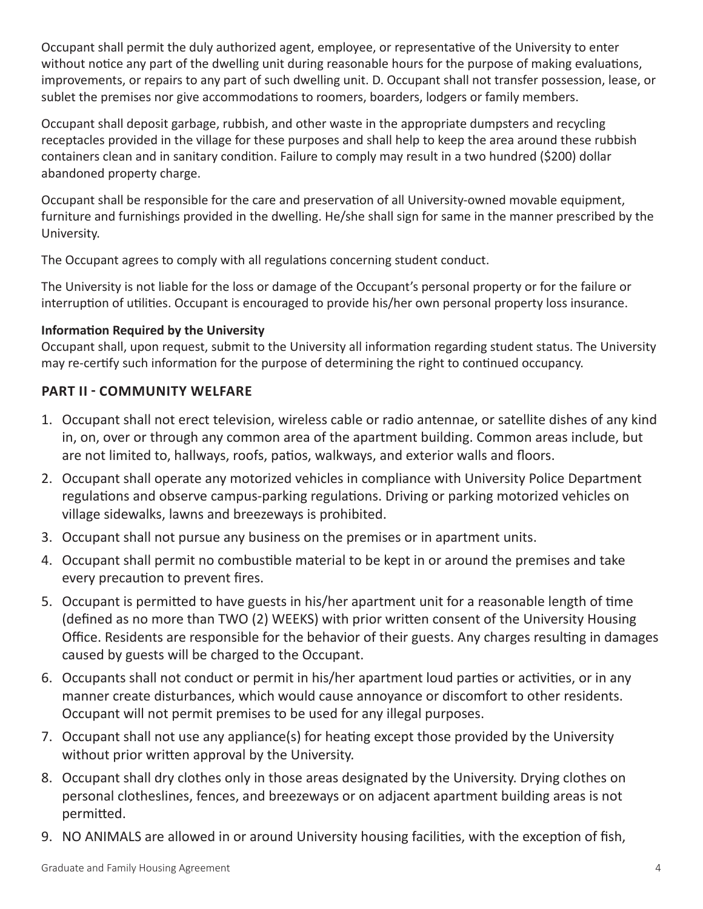Occupant shall permit the duly authorized agent, employee, or representative of the University to enter without notice any part of the dwelling unit during reasonable hours for the purpose of making evaluations, improvements, or repairs to any part of such dwelling unit. D. Occupant shall not transfer possession, lease, or sublet the premises nor give accommodations to roomers, boarders, lodgers or family members.

Occupant shall deposit garbage, rubbish, and other waste in the appropriate dumpsters and recycling receptacles provided in the village for these purposes and shall help to keep the area around these rubbish containers clean and in sanitary condition. Failure to comply may result in a two hundred ($200) dollar abandoned property charge.

Occupant shall be responsible for the care and preservation of all University-owned movable equipment, furniture and furnishings provided in the dwelling. He/she shall sign for same in the manner prescribed by the University.

The Occupant agrees to comply with all regulations concerning student conduct.

The University is not liable for the loss or damage of the Occupant's personal property or for the failure or interruption of utilities. Occupant is encouraged to provide his/her own personal property loss insurance.

**Information Required by the University**
Occupant shall, upon request, submit to the University all information regarding student status. The University may re-certify such information for the purpose of determining the right to continued occupancy.

## PART II - COMMUNITY WELFARE

1. Occupant shall not erect television, wireless cable or radio antennae, or satellite dishes of any kind in, on, over or through any common area of the apartment building. Common areas include, but are not limited to, hallways, roofs, patios, walkways, and exterior walls and floors.
2. Occupant shall operate any motorized vehicles in compliance with University Police Department regulations and observe campus-parking regulations. Driving or parking motorized vehicles on village sidewalks, lawns and breezeways is prohibited.
3. Occupant shall not pursue any business on the premises or in apartment units.
4. Occupant shall permit no combustible material to be kept in or around the premises and take every precaution to prevent fires.
5. Occupant is permitted to have guests in his/her apartment unit for a reasonable length of time (defined as no more than TWO (2) WEEKS) with prior written consent of the University Housing Office. Residents are responsible for the behavior of their guests. Any charges resulting in damages caused by guests will be charged to the Occupant.
6. Occupants shall not conduct or permit in his/her apartment loud parties or activities, or in any manner create disturbances, which would cause annoyance or discomfort to other residents. Occupant will not permit premises to be used for any illegal purposes.
7. Occupant shall not use any appliance(s) for heating except those provided by the University without prior written approval by the University.
8. Occupant shall dry clothes only in those areas designated by the University. Drying clothes on personal clotheslines, fences, and breezeways or on adjacent apartment building areas is not permitted.
9. NO ANIMALS are allowed in or around University housing facilities, with the exception of fish,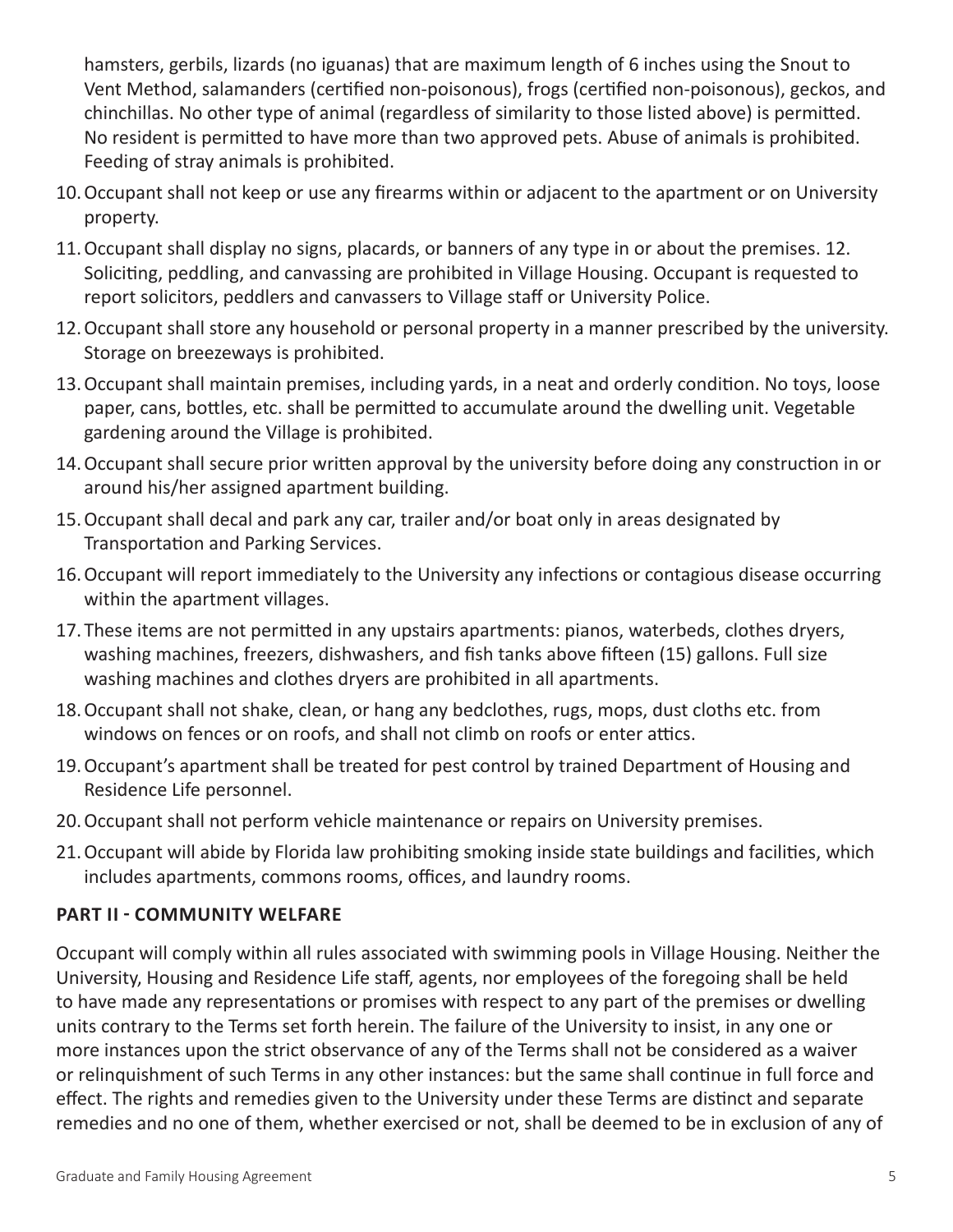hamsters, gerbils, lizards (no iguanas) that are maximum length of 6 inches using the Snout to Vent Method, salamanders (certified non-poisonous), frogs (certified non-poisonous), geckos, and chinchillas. No other type of animal (regardless of similarity to those listed above) is permitted. No resident is permitted to have more than two approved pets. Abuse of animals is prohibited. Feeding of stray animals is prohibited.

10. Occupant shall not keep or use any firearms within or adjacent to the apartment or on University property.
11. Occupant shall display no signs, placards, or banners of any type in or about the premises. 12. Soliciting, peddling, and canvassing are prohibited in Village Housing. Occupant is requested to report solicitors, peddlers and canvassers to Village staff or University Police.
12. Occupant shall store any household or personal property in a manner prescribed by the university. Storage on breezeways is prohibited.
13. Occupant shall maintain premises, including yards, in a neat and orderly condition. No toys, loose paper, cans, bottles, etc. shall be permitted to accumulate around the dwelling unit. Vegetable gardening around the Village is prohibited.
14. Occupant shall secure prior written approval by the university before doing any construction in or around his/her assigned apartment building.
15. Occupant shall decal and park any car, trailer and/or boat only in areas designated by Transportation and Parking Services.
16. Occupant will report immediately to the University any infections or contagious disease occurring within the apartment villages.
17. These items are not permitted in any upstairs apartments: pianos, waterbeds, clothes dryers, washing machines, freezers, dishwashers, and fish tanks above fifteen (15) gallons. Full size washing machines and clothes dryers are prohibited in all apartments.
18. Occupant shall not shake, clean, or hang any bedclothes, rugs, mops, dust cloths etc. from windows on fences or on roofs, and shall not climb on roofs or enter attics.
19. Occupant's apartment shall be treated for pest control by trained Department of Housing and Residence Life personnel.
20. Occupant shall not perform vehicle maintenance or repairs on University premises.
21. Occupant will abide by Florida law prohibiting smoking inside state buildings and facilities, which includes apartments, commons rooms, offices, and laundry rooms.

## PART II - COMMUNITY WELFARE

Occupant will comply within all rules associated with swimming pools in Village Housing. Neither the University, Housing and Residence Life staff, agents, nor employees of the foregoing shall be held to have made any representations or promises with respect to any part of the premises or dwelling units contrary to the Terms set forth herein. The failure of the University to insist, in any one or more instances upon the strict observance of any of the Terms shall not be considered as a waiver or relinquishment of such Terms in any other instances: but the same shall continue in full force and effect. The rights and remedies given to the University under these Terms are distinct and separate remedies and no one of them, whether exercised or not, shall be deemed to be in exclusion of any of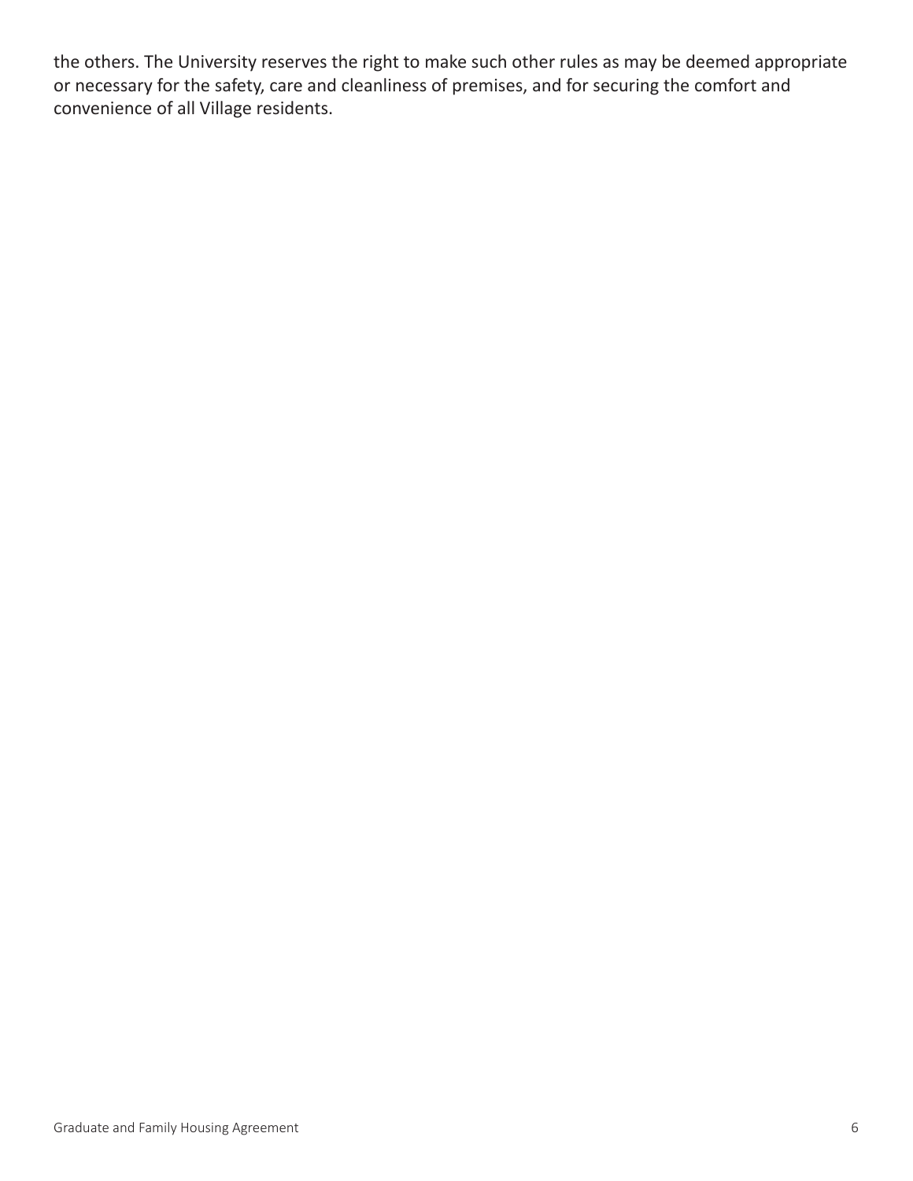the others. The University reserves the right to make such other rules as may be deemed appropriate or necessary for the safety, care and cleanliness of premises, and for securing the comfort and convenience of all Village residents.